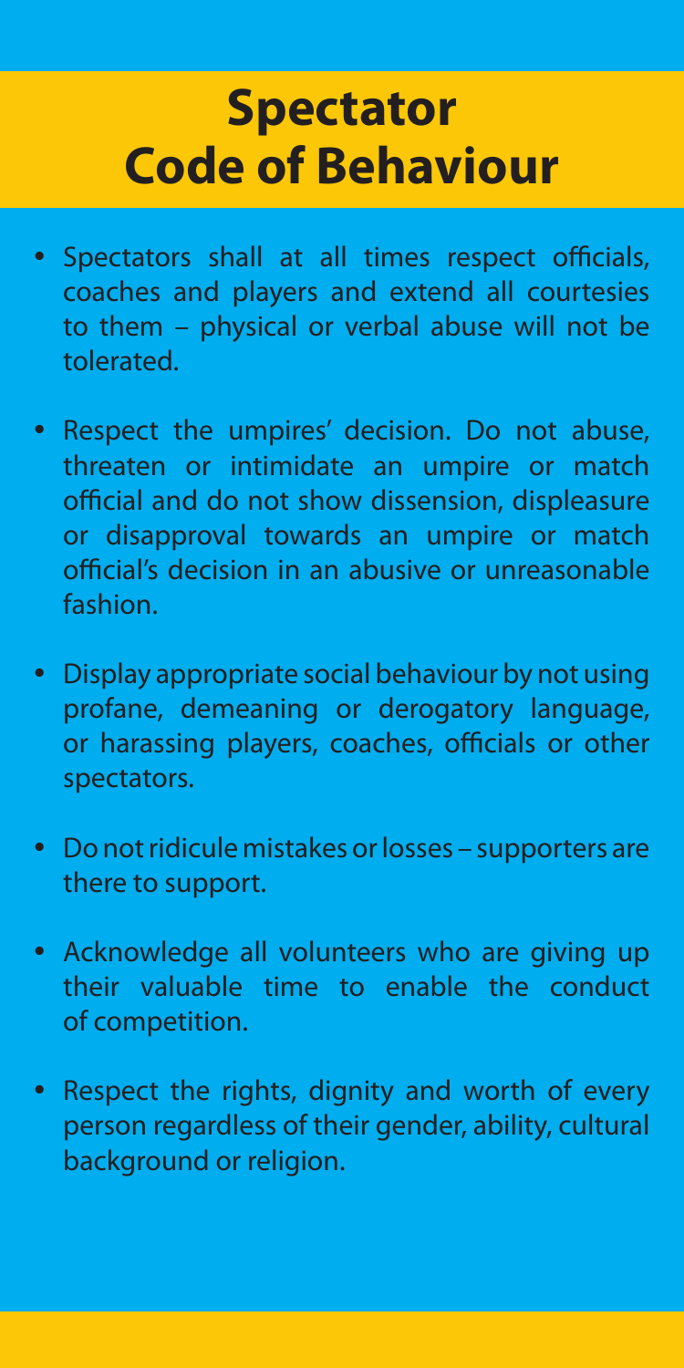# Spectator Code of Behaviour

- Spectators shall at all times respect officials, coaches and players and extend all courtesies to them – physical or verbal abuse will not be tolerated.
- Respect the umpires' decision. Do not abuse, threaten or intimidate an umpire or match official and do not show dissension, displeasure or disapproval towards an umpire or match official's decision in an abusive or unreasonable fashion.
- Display appropriate social behaviour by not using profane, demeaning or derogatory language, or harassing players, coaches, officials or other spectators.
- Do not ridicule mistakes or losses – supporters are there to support.
- Acknowledge all volunteers who are giving up their valuable time to enable the conduct of competition.
- Respect the rights, dignity and worth of every person regardless of their gender, ability, cultural background or religion.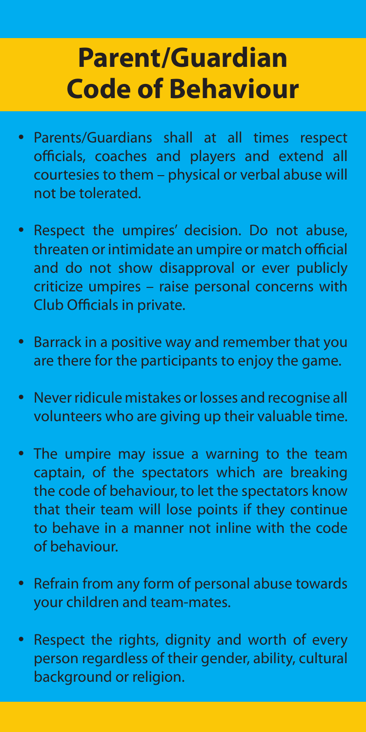# Parent/Guardian Code of Behaviour

- Parents/Guardians shall at all times respect officials, coaches and players and extend all courtesies to them – physical or verbal abuse will not be tolerated.
- Respect the umpires' decision. Do not abuse, threaten or intimidate an umpire or match official and do not show disapproval or ever publicly criticize umpires – raise personal concerns with Club Officials in private.
- Barrack in a positive way and remember that you are there for the participants to enjoy the game.
- Never ridicule mistakes or losses and recognise all volunteers who are giving up their valuable time.
- The umpire may issue a warning to the team captain, of the spectators which are breaking the code of behaviour, to let the spectators know that their team will lose points if they continue to behave in a manner not inline with the code of behaviour.
- Refrain from any form of personal abuse towards your children and team-mates.
- Respect the rights, dignity and worth of every person regardless of their gender, ability, cultural background or religion.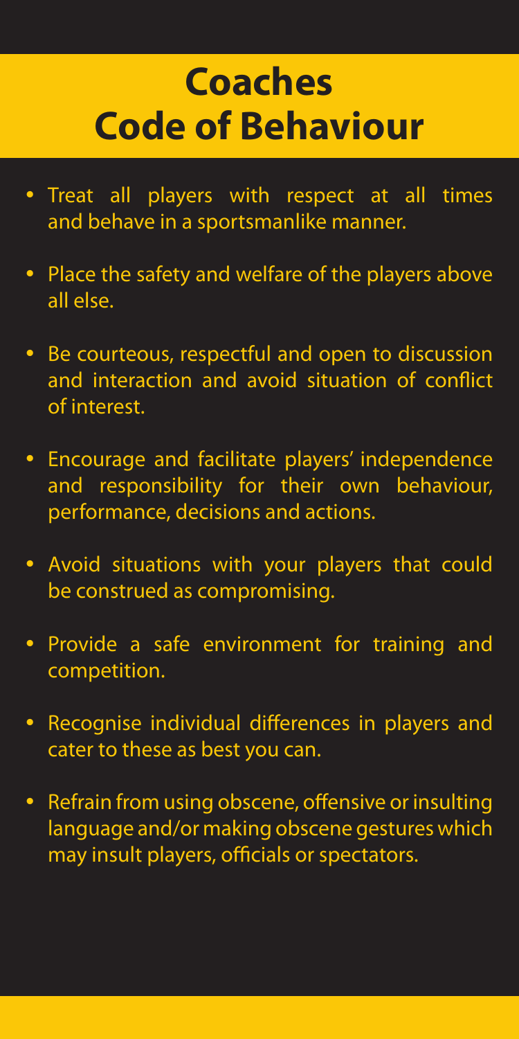# Coaches Code of Behaviour

- Treat all players with respect at all times and behave in a sportsmanlike manner.
- Place the safety and welfare of the players above all else.
- Be courteous, respectful and open to discussion and interaction and avoid situation of conflict of interest.
- Encourage and facilitate players' independence and responsibility for their own behaviour, performance, decisions and actions.
- Avoid situations with your players that could be construed as compromising.
- Provide a safe environment for training and competition.
- Recognise individual differences in players and cater to these as best you can.
- Refrain from using obscene, offensive or insulting language and/or making obscene gestures which may insult players, officials or spectators.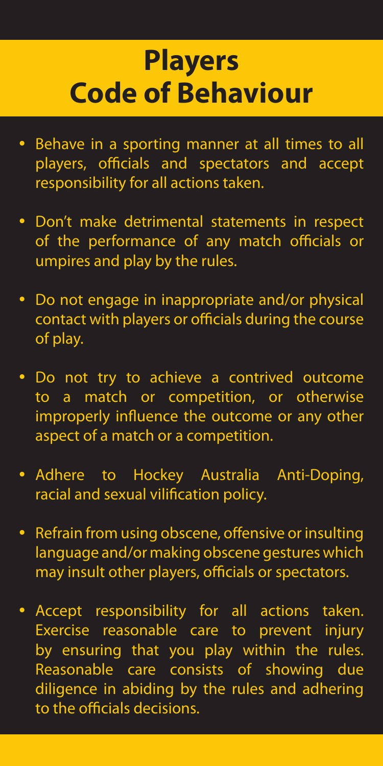# Players Code of Behaviour

- Behave in a sporting manner at all times to all players, officials and spectators and accept responsibility for all actions taken.
- Don't make detrimental statements in respect of the performance of any match officials or umpires and play by the rules.
- Do not engage in inappropriate and/or physical contact with players or officials during the course of play.
- Do not try to achieve a contrived outcome to a match or competition, or otherwise improperly influence the outcome or any other aspect of a match or a competition.
- Adhere to Hockey Australia Anti-Doping, racial and sexual vilification policy.
- Refrain from using obscene, offensive or insulting language and/or making obscene gestures which may insult other players, officials or spectators.
- Accept responsibility for all actions taken. Exercise reasonable care to prevent injury by ensuring that you play within the rules. Reasonable care consists of showing due diligence in abiding by the rules and adhering to the officials decisions.